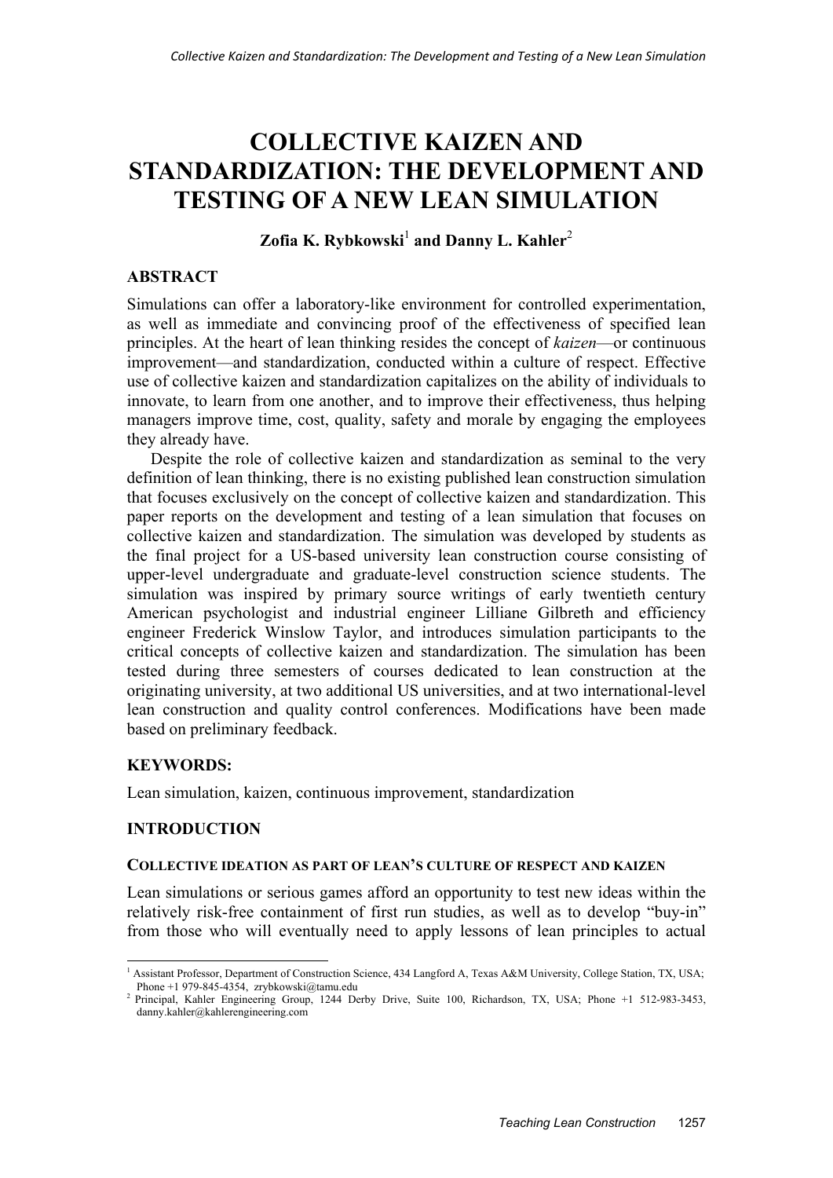# COLLECTIVE KAIZEN AND STANDARDIZATION: THE DEVELOPMENT AND TESTING OF A NEW LEAN SIMULATION

**Zofia K. Rybkowski[1] and Danny L. Kahler[2]**

## ABSTRACT

Simulations can offer a laboratory-like environment for controlled experimentation, as well as immediate and convincing proof of the effectiveness of specified lean principles. At the heart of lean thinking resides the concept of *kaizen*—or continuous improvement—and standardization, conducted within a culture of respect. Effective use of collective kaizen and standardization capitalizes on the ability of individuals to innovate, to learn from one another, and to improve their effectiveness, thus helping managers improve time, cost, quality, safety and morale by engaging the employees they already have.

Despite the role of collective kaizen and standardization as seminal to the very definition of lean thinking, there is no existing published lean construction simulation that focuses exclusively on the concept of collective kaizen and standardization. This paper reports on the development and testing of a lean simulation that focuses on collective kaizen and standardization. The simulation was developed by students as the final project for a US-based university lean construction course consisting of upper-level undergraduate and graduate-level construction science students. The simulation was inspired by primary source writings of early twentieth century American psychologist and industrial engineer Lilliane Gilbreth and efficiency engineer Frederick Winslow Taylor, and introduces simulation participants to the critical concepts of collective kaizen and standardization. The simulation has been tested during three semesters of courses dedicated to lean construction at the originating university, at two additional US universities, and at two international-level lean construction and quality control conferences. Modifications have been made based on preliminary feedback.

## KEYWORDS:

Lean simulation, kaizen, continuous improvement, standardization

## INTRODUCTION

### COLLECTIVE IDEATION AS PART OF LEAN'S CULTURE OF RESPECT AND KAIZEN

Lean simulations or serious games afford an opportunity to test new ideas within the relatively risk-free containment of first run studies, as well as to develop "buy-in" from those who will eventually need to apply lessons of lean principles to actual

---

[1] Assistant Professor, Department of Construction Science, 434 Langford A, Texas A&M University, College Station, TX, USA; Phone +1 979-845-4354, zrybkowski@tamu.edu

[2] Principal, Kahler Engineering Group, 1244 Derby Drive, Suite 100, Richardson, TX, USA; Phone +1 512-983-3453, danny.kahler@kahlerengineering.com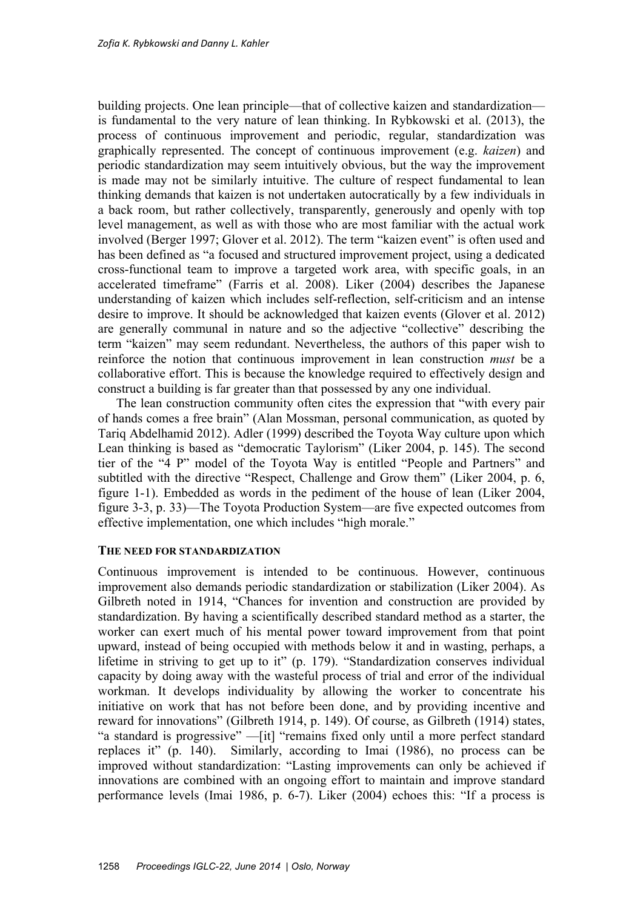building projects. One lean principle—that of collective kaizen and standardization—is fundamental to the very nature of lean thinking. In Rybkowski et al. (2013), the process of continuous improvement and periodic, regular, standardization was graphically represented. The concept of continuous improvement (e.g. *kaizen*) and periodic standardization may seem intuitively obvious, but the way the improvement is made may not be similarly intuitive. The culture of respect fundamental to lean thinking demands that kaizen is not undertaken autocratically by a few individuals in a back room, but rather collectively, transparently, generously and openly with top level management, as well as with those who are most familiar with the actual work involved (Berger 1997; Glover et al. 2012). The term "kaizen event" is often used and has been defined as "a focused and structured improvement project, using a dedicated cross-functional team to improve a targeted work area, with specific goals, in an accelerated timeframe" (Farris et al. 2008). Liker (2004) describes the Japanese understanding of kaizen which includes self-reflection, self-criticism and an intense desire to improve. It should be acknowledged that kaizen events (Glover et al. 2012) are generally communal in nature and so the adjective "collective" describing the term "kaizen" may seem redundant. Nevertheless, the authors of this paper wish to reinforce the notion that continuous improvement in lean construction *must* be a collaborative effort. This is because the knowledge required to effectively design and construct a building is far greater than that possessed by any one individual.

The lean construction community often cites the expression that "with every pair of hands comes a free brain" (Alan Mossman, personal communication, as quoted by Tariq Abdelhamid 2012). Adler (1999) described the Toyota Way culture upon which Lean thinking is based as "democratic Taylorism" (Liker 2004, p. 145). The second tier of the "4 P" model of the Toyota Way is entitled "People and Partners" and subtitled with the directive "Respect, Challenge and Grow them" (Liker 2004, p. 6, figure 1-1). Embedded as words in the pediment of the house of lean (Liker 2004, figure 3-3, p. 33)—The Toyota Production System—are five expected outcomes from effective implementation, one which includes "high morale."

## THE NEED FOR STANDARDIZATION

Continuous improvement is intended to be continuous. However, continuous improvement also demands periodic standardization or stabilization (Liker 2004). As Gilbreth noted in 1914, "Chances for invention and construction are provided by standardization. By having a scientifically described standard method as a starter, the worker can exert much of his mental power toward improvement from that point upward, instead of being occupied with methods below it and in wasting, perhaps, a lifetime in striving to get up to it" (p. 179). "Standardization conserves individual capacity by doing away with the wasteful process of trial and error of the individual workman. It develops individuality by allowing the worker to concentrate his initiative on work that has not before been done, and by providing incentive and reward for innovations" (Gilbreth 1914, p. 149). Of course, as Gilbreth (1914) states, "a standard is progressive" —[it] "remains fixed only until a more perfect standard replaces it" (p. 140). Similarly, according to Imai (1986), no process can be improved without standardization: "Lasting improvements can only be achieved if innovations are combined with an ongoing effort to maintain and improve standard performance levels (Imai 1986, p. 6-7). Liker (2004) echoes this: "If a process is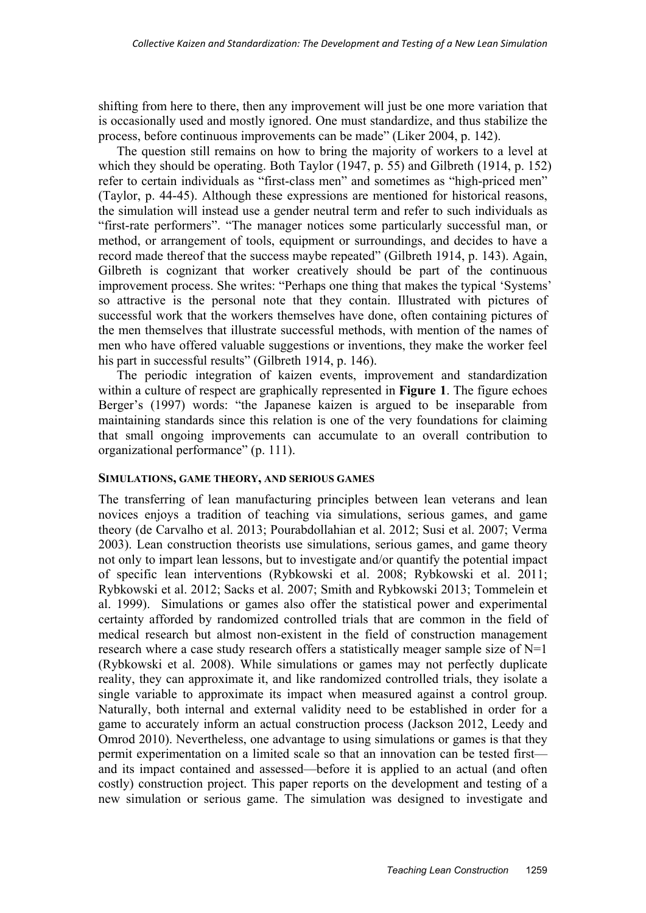shifting from here to there, then any improvement will just be one more variation that is occasionally used and mostly ignored. One must standardize, and thus stabilize the process, before continuous improvements can be made" (Liker 2004, p. 142).

The question still remains on how to bring the majority of workers to a level at which they should be operating. Both Taylor (1947, p. 55) and Gilbreth (1914, p. 152) refer to certain individuals as "first-class men" and sometimes as "high-priced men" (Taylor, p. 44-45). Although these expressions are mentioned for historical reasons, the simulation will instead use a gender neutral term and refer to such individuals as "first-rate performers". "The manager notices some particularly successful man, or method, or arrangement of tools, equipment or surroundings, and decides to have a record made thereof that the success maybe repeated" (Gilbreth 1914, p. 143). Again, Gilbreth is cognizant that worker creatively should be part of the continuous improvement process. She writes: "Perhaps one thing that makes the typical 'Systems' so attractive is the personal note that they contain. Illustrated with pictures of successful work that the workers themselves have done, often containing pictures of the men themselves that illustrate successful methods, with mention of the names of men who have offered valuable suggestions or inventions, they make the worker feel his part in successful results" (Gilbreth 1914, p. 146).

The periodic integration of kaizen events, improvement and standardization within a culture of respect are graphically represented in **Figure 1**. The figure echoes Berger's (1997) words: "the Japanese kaizen is argued to be inseparable from maintaining standards since this relation is one of the very foundations for claiming that small ongoing improvements can accumulate to an overall contribution to organizational performance" (p. 111).

## SIMULATIONS, GAME THEORY, AND SERIOUS GAMES

The transferring of lean manufacturing principles between lean veterans and lean novices enjoys a tradition of teaching via simulations, serious games, and game theory (de Carvalho et al. 2013; Pourabdollahian et al. 2012; Susi et al. 2007; Verma 2003). Lean construction theorists use simulations, serious games, and game theory not only to impart lean lessons, but to investigate and/or quantify the potential impact of specific lean interventions (Rybkowski et al. 2008; Rybkowski et al. 2011; Rybkowski et al. 2012; Sacks et al. 2007; Smith and Rybkowski 2013; Tommelein et al. 1999). Simulations or games also offer the statistical power and experimental certainty afforded by randomized controlled trials that are common in the field of medical research but almost non-existent in the field of construction management research where a case study research offers a statistically meager sample size of N=1 (Rybkowski et al. 2008). While simulations or games may not perfectly duplicate reality, they can approximate it, and like randomized controlled trials, they isolate a single variable to approximate its impact when measured against a control group. Naturally, both internal and external validity need to be established in order for a game to accurately inform an actual construction process (Jackson 2012, Leedy and Omrod 2010). Nevertheless, one advantage to using simulations or games is that they permit experimentation on a limited scale so that an innovation can be tested first—and its impact contained and assessed—before it is applied to an actual (and often costly) construction project. This paper reports on the development and testing of a new simulation or serious game. The simulation was designed to investigate and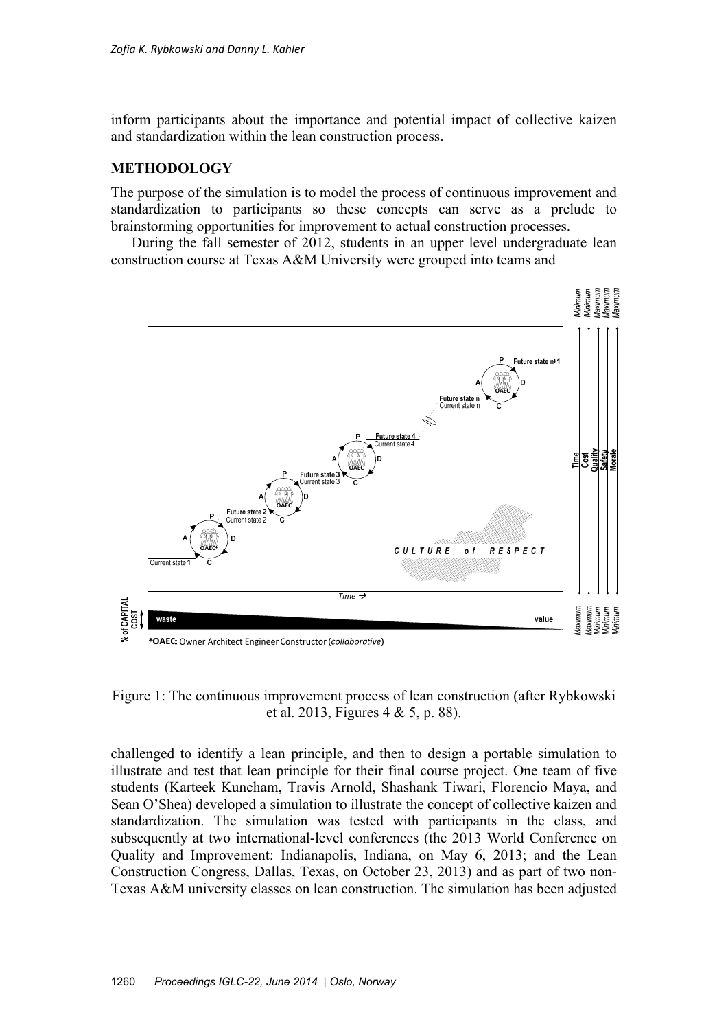inform participants about the importance and potential impact of collective kaizen and standardization within the lean construction process.

## METHODOLOGY

The purpose of the simulation is to model the process of continuous improvement and standardization to participants so these concepts can serve as a prelude to brainstorming opportunities for improvement to actual construction processes.

During the fall semester of 2012, students in an upper level undergraduate lean construction course at Texas A&M University were grouped into teams and challenged to identify a lean principle, and then to design a portable simulation to illustrate and test that lean principle for their final course project. One team of five students (Karteek Kuncham, Travis Arnold, Shashank Tiwari, Florencio Maya, and Sean O'Shea) developed a simulation to illustrate the concept of collective kaizen and standardization. The simulation was tested with participants in the class, and subsequently at two international-level conferences (the 2013 World Conference on Quality and Improvement: Indianapolis, Indiana, on May 6, 2013; and the Lean Construction Congress, Dallas, Texas, on October 23, 2013) and as part of two non-Texas A&M university classes on lean construction. The simulation has been adjusted

Figure 1: The continuous improvement process of lean construction (after Rybkowski et al. 2013, Figures 4 & 5, p. 88).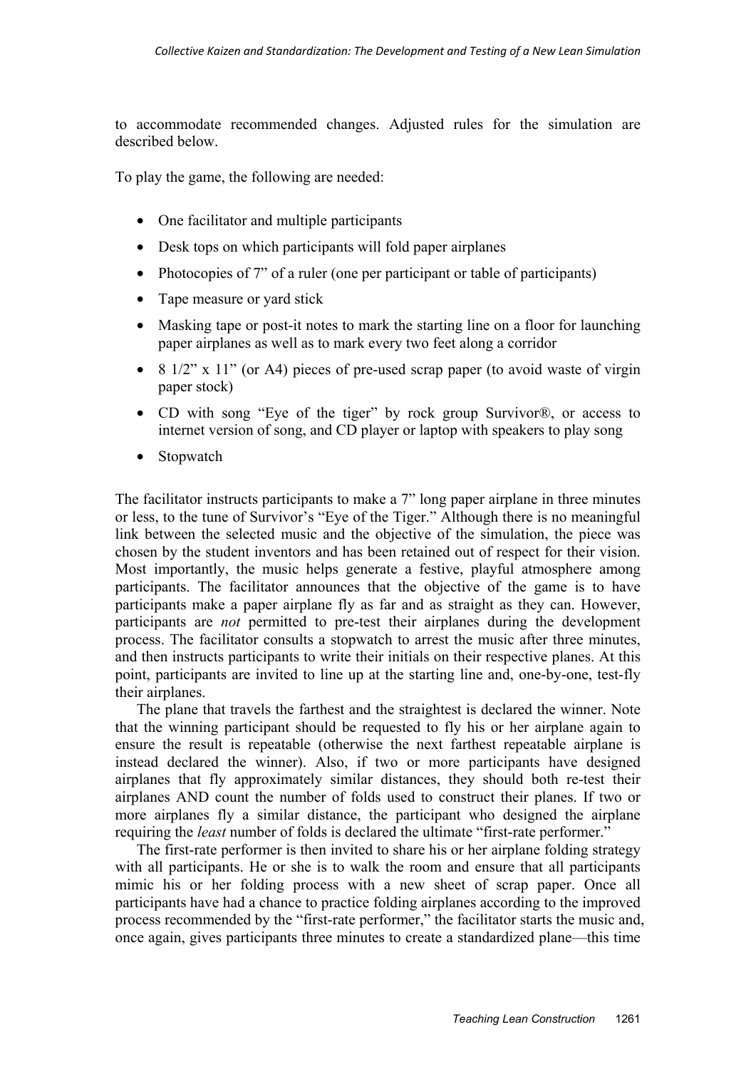to accommodate recommended changes. Adjusted rules for the simulation are described below.

To play the game, the following are needed:

- One facilitator and multiple participants
- Desk tops on which participants will fold paper airplanes
- Photocopies of 7" of a ruler (one per participant or table of participants)
- Tape measure or yard stick
- Masking tape or post-it notes to mark the starting line on a floor for launching paper airplanes as well as to mark every two feet along a corridor
- 8 1/2" x 11" (or A4) pieces of pre-used scrap paper (to avoid waste of virgin paper stock)
- CD with song "Eye of the tiger" by rock group Survivor®, or access to internet version of song, and CD player or laptop with speakers to play song
- Stopwatch

The facilitator instructs participants to make a 7" long paper airplane in three minutes or less, to the tune of Survivor's "Eye of the Tiger." Although there is no meaningful link between the selected music and the objective of the simulation, the piece was chosen by the student inventors and has been retained out of respect for their vision. Most importantly, the music helps generate a festive, playful atmosphere among participants. The facilitator announces that the objective of the game is to have participants make a paper airplane fly as far and as straight as they can. However, participants are *not* permitted to pre-test their airplanes during the development process. The facilitator consults a stopwatch to arrest the music after three minutes, and then instructs participants to write their initials on their respective planes. At this point, participants are invited to line up at the starting line and, one-by-one, test-fly their airplanes.

The plane that travels the farthest and the straightest is declared the winner. Note that the winning participant should be requested to fly his or her airplane again to ensure the result is repeatable (otherwise the next farthest repeatable airplane is instead declared the winner). Also, if two or more participants have designed airplanes that fly approximately similar distances, they should both re-test their airplanes AND count the number of folds used to construct their planes. If two or more airplanes fly a similar distance, the participant who designed the airplane requiring the *least* number of folds is declared the ultimate "first-rate performer."

The first-rate performer is then invited to share his or her airplane folding strategy with all participants. He or she is to walk the room and ensure that all participants mimic his or her folding process with a new sheet of scrap paper. Once all participants have had a chance to practice folding airplanes according to the improved process recommended by the "first-rate performer," the facilitator starts the music and, once again, gives participants three minutes to create a standardized plane—this time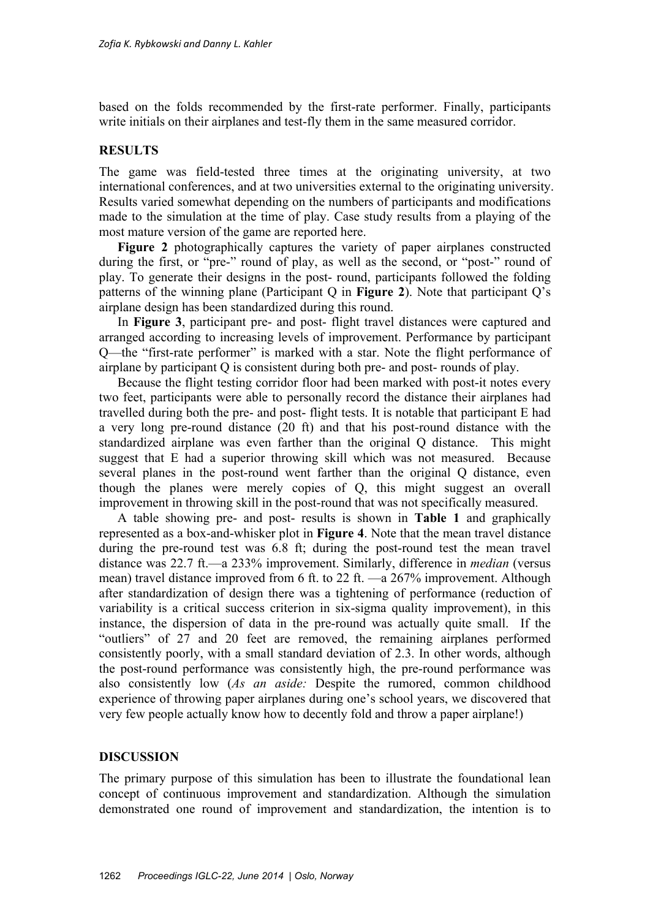based on the folds recommended by the first-rate performer. Finally, participants write initials on their airplanes and test-fly them in the same measured corridor.

## RESULTS

The game was field-tested three times at the originating university, at two international conferences, and at two universities external to the originating university. Results varied somewhat depending on the numbers of participants and modifications made to the simulation at the time of play. Case study results from a playing of the most mature version of the game are reported here.

**Figure 2** photographically captures the variety of paper airplanes constructed during the first, or "pre-" round of play, as well as the second, or "post-" round of play. To generate their designs in the post- round, participants followed the folding patterns of the winning plane (Participant Q in **Figure 2**). Note that participant Q's airplane design has been standardized during this round.

In **Figure 3**, participant pre- and post- flight travel distances were captured and arranged according to increasing levels of improvement. Performance by participant Q—the "first-rate performer" is marked with a star. Note the flight performance of airplane by participant Q is consistent during both pre- and post- rounds of play.

Because the flight testing corridor floor had been marked with post-it notes every two feet, participants were able to personally record the distance their airplanes had travelled during both the pre- and post- flight tests. It is notable that participant E had a very long pre-round distance (20 ft) and that his post-round distance with the standardized airplane was even farther than the original Q distance. This might suggest that E had a superior throwing skill which was not measured. Because several planes in the post-round went farther than the original Q distance, even though the planes were merely copies of Q, this might suggest an overall improvement in throwing skill in the post-round that was not specifically measured.

A table showing pre- and post- results is shown in **Table 1** and graphically represented as a box-and-whisker plot in **Figure 4**. Note that the mean travel distance during the pre-round test was 6.8 ft; during the post-round test the mean travel distance was 22.7 ft.—a 233% improvement. Similarly, difference in *median* (versus mean) travel distance improved from 6 ft. to 22 ft. —a 267% improvement. Although after standardization of design there was a tightening of performance (reduction of variability is a critical success criterion in six-sigma quality improvement), in this instance, the dispersion of data in the pre-round was actually quite small. If the "outliers" of 27 and 20 feet are removed, the remaining airplanes performed consistently poorly, with a small standard deviation of 2.3. In other words, although the post-round performance was consistently high, the pre-round performance was also consistently low (*As an aside:* Despite the rumored, common childhood experience of throwing paper airplanes during one's school years, we discovered that very few people actually know how to decently fold and throw a paper airplane!)

## DISCUSSION

The primary purpose of this simulation has been to illustrate the foundational lean concept of continuous improvement and standardization. Although the simulation demonstrated one round of improvement and standardization, the intention is to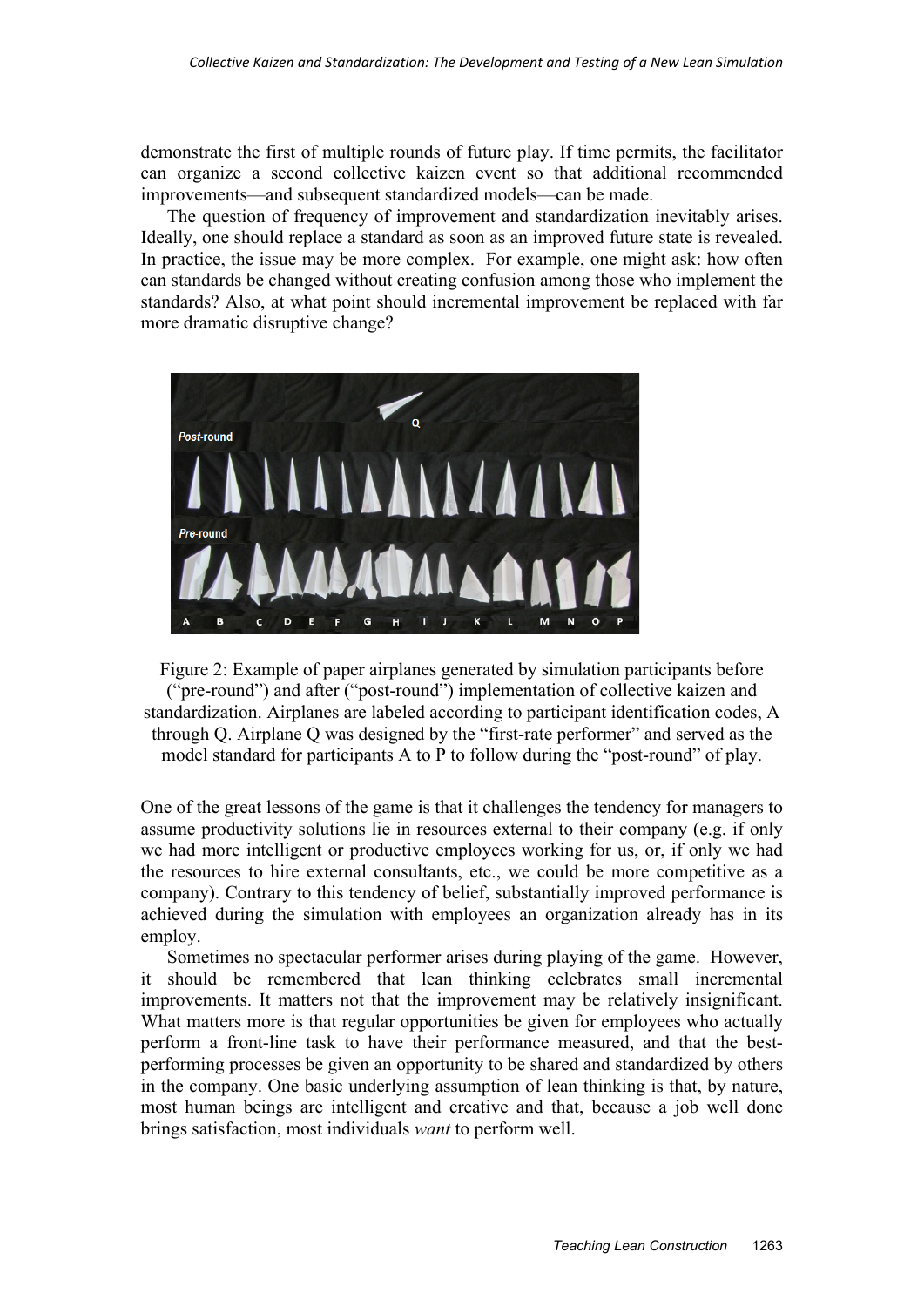demonstrate the first of multiple rounds of future play. If time permits, the facilitator can organize a second collective kaizen event so that additional recommended improvements—and subsequent standardized models—can be made.

The question of frequency of improvement and standardization inevitably arises. Ideally, one should replace a standard as soon as an improved future state is revealed. In practice, the issue may be more complex. For example, one might ask: how often can standards be changed without creating confusion among those who implement the standards? Also, at what point should incremental improvement be replaced with far more dramatic disruptive change?

Figure 2: Example of paper airplanes generated by simulation participants before ("pre-round") and after ("post-round") implementation of collective kaizen and standardization. Airplanes are labeled according to participant identification codes, A through Q. Airplane Q was designed by the "first-rate performer" and served as the model standard for participants A to P to follow during the "post-round" of play.

One of the great lessons of the game is that it challenges the tendency for managers to assume productivity solutions lie in resources external to their company (e.g. if only we had more intelligent or productive employees working for us, or, if only we had the resources to hire external consultants, etc., we could be more competitive as a company). Contrary to this tendency of belief, substantially improved performance is achieved during the simulation with employees an organization already has in its employ.

Sometimes no spectacular performer arises during playing of the game. However, it should be remembered that lean thinking celebrates small incremental improvements. It matters not that the improvement may be relatively insignificant. What matters more is that regular opportunities be given for employees who actually perform a front-line task to have their performance measured, and that the best-performing processes be given an opportunity to be shared and standardized by others in the company. One basic underlying assumption of lean thinking is that, by nature, most human beings are intelligent and creative and that, because a job well done brings satisfaction, most individuals *want* to perform well.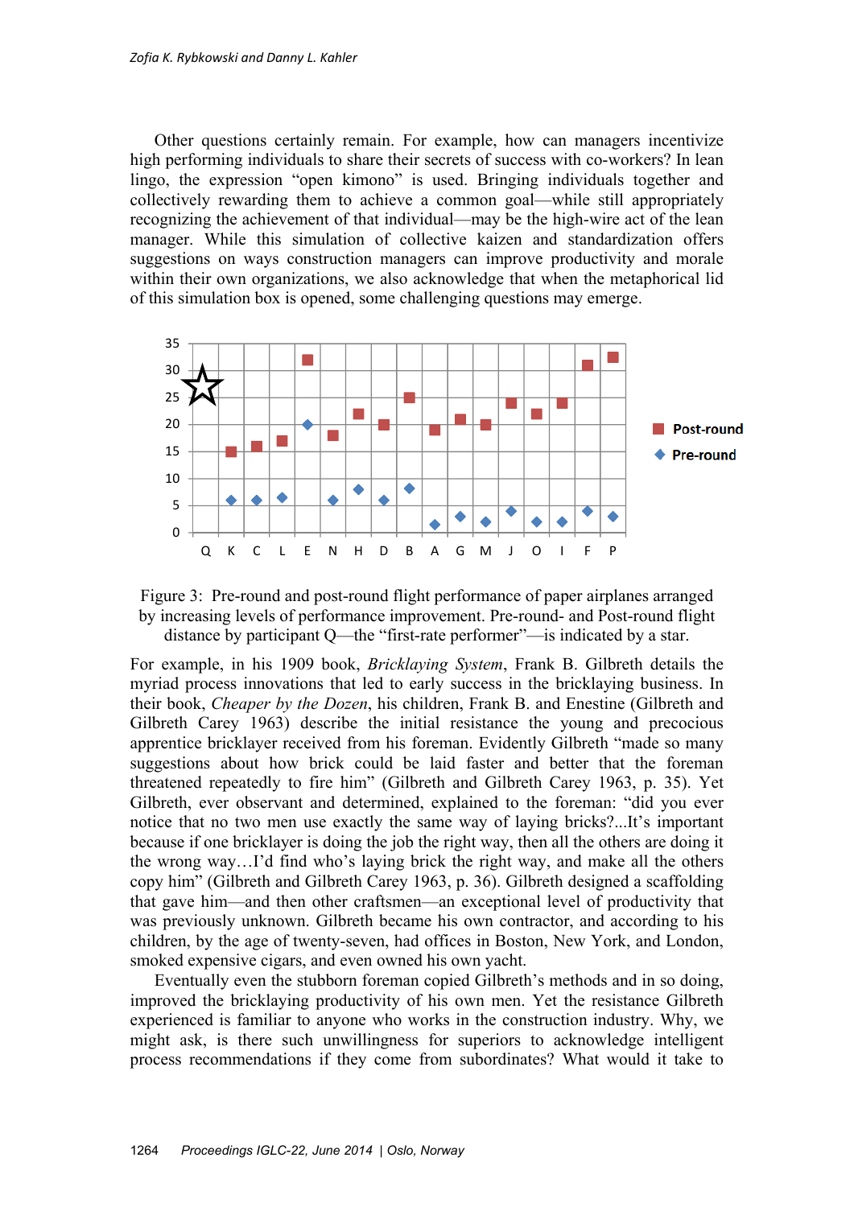Other questions certainly remain. For example, how can managers incentivize high performing individuals to share their secrets of success with co-workers? In lean lingo, the expression "open kimono" is used. Bringing individuals together and collectively rewarding them to achieve a common goal—while still appropriately recognizing the achievement of that individual—may be the high-wire act of the lean manager. While this simulation of collective kaizen and standardization offers suggestions on ways construction managers can improve productivity and morale within their own organizations, we also acknowledge that when the metaphorical lid of this simulation box is opened, some challenging questions may emerge.

Figure 3: Pre-round and post-round flight performance of paper airplanes arranged by increasing levels of performance improvement. Pre-round- and Post-round flight distance by participant Q—the "first-rate performer"—is indicated by a star.

For example, in his 1909 book, *Bricklaying System*, Frank B. Gilbreth details the myriad process innovations that led to early success in the bricklaying business. In their book, *Cheaper by the Dozen*, his children, Frank B. and Enestine (Gilbreth and Gilbreth Carey 1963) describe the initial resistance the young and precocious apprentice bricklayer received from his foreman. Evidently Gilbreth "made so many suggestions about how brick could be laid faster and better that the foreman threatened repeatedly to fire him" (Gilbreth and Gilbreth Carey 1963, p. 35). Yet Gilbreth, ever observant and determined, explained to the foreman: "did you ever notice that no two men use exactly the same way of laying bricks?...It's important because if one bricklayer is doing the job the right way, then all the others are doing it the wrong way…I'd find who's laying brick the right way, and make all the others copy him" (Gilbreth and Gilbreth Carey 1963, p. 36). Gilbreth designed a scaffolding that gave him—and then other craftsmen—an exceptional level of productivity that was previously unknown. Gilbreth became his own contractor, and according to his children, by the age of twenty-seven, had offices in Boston, New York, and London, smoked expensive cigars, and even owned his own yacht.

Eventually even the stubborn foreman copied Gilbreth's methods and in so doing, improved the bricklaying productivity of his own men. Yet the resistance Gilbreth experienced is familiar to anyone who works in the construction industry. Why, we might ask, is there such unwillingness for superiors to acknowledge intelligent process recommendations if they come from subordinates? What would it take to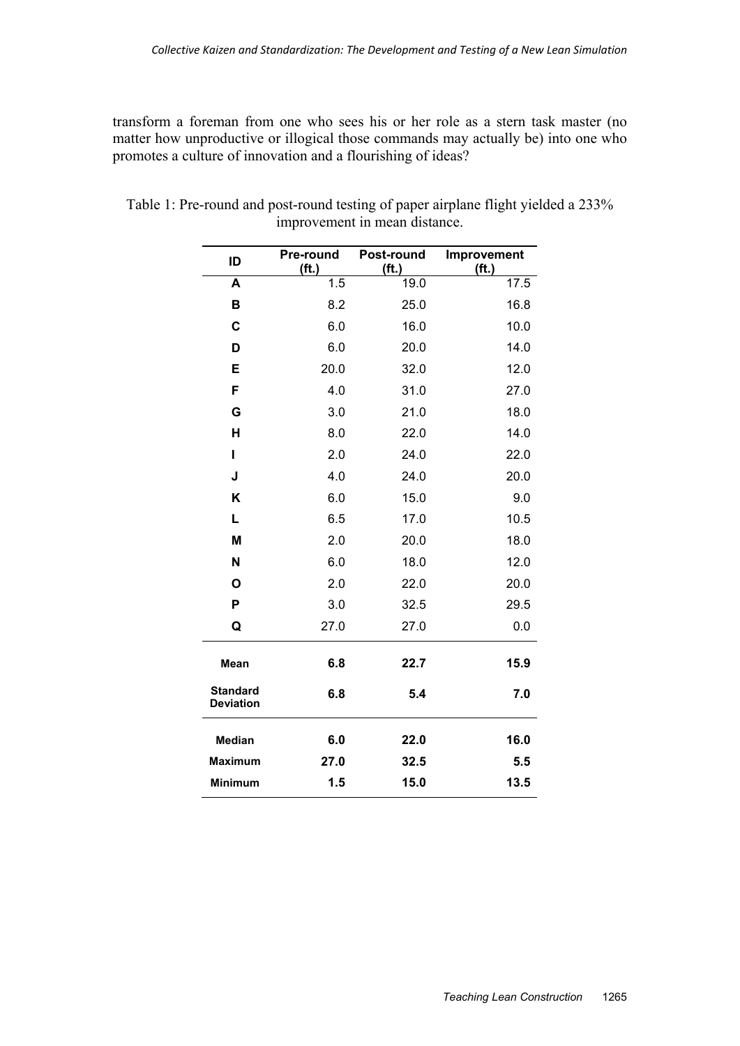transform a foreman from one who sees his or her role as a stern task master (no matter how unproductive or illogical those commands may actually be) into one who promotes a culture of innovation and a flourishing of ideas?

Table 1: Pre-round and post-round testing of paper airplane flight yielded a 233% improvement in mean distance.

| ID | Pre-round (ft.) | Post-round (ft.) | Improvement (ft.) |
|---|---|---|---|
| **A** | 1.5 | 19.0 | 17.5 |
| **B** | 8.2 | 25.0 | 16.8 |
| **C** | 6.0 | 16.0 | 10.0 |
| **D** | 6.0 | 20.0 | 14.0 |
| **E** | 20.0 | 32.0 | 12.0 |
| **F** | 4.0 | 31.0 | 27.0 |
| **G** | 3.0 | 21.0 | 18.0 |
| **H** | 8.0 | 22.0 | 14.0 |
| **I** | 2.0 | 24.0 | 22.0 |
| **J** | 4.0 | 24.0 | 20.0 |
| **K** | 6.0 | 15.0 | 9.0 |
| **L** | 6.5 | 17.0 | 10.5 |
| **M** | 2.0 | 20.0 | 18.0 |
| **N** | 6.0 | 18.0 | 12.0 |
| **O** | 2.0 | 22.0 | 20.0 |
| **P** | 3.0 | 32.5 | 29.5 |
| **Q** | 27.0 | 27.0 | 0.0 |
| **Mean** | **6.8** | **22.7** | **15.9** |
| **Standard Deviation** | **6.8** | **5.4** | **7.0** |
| **Median** | **6.0** | **22.0** | **16.0** |
| **Maximum** | **27.0** | **32.5** | **5.5** |
| **Minimum** | **1.5** | **15.0** | **13.5** |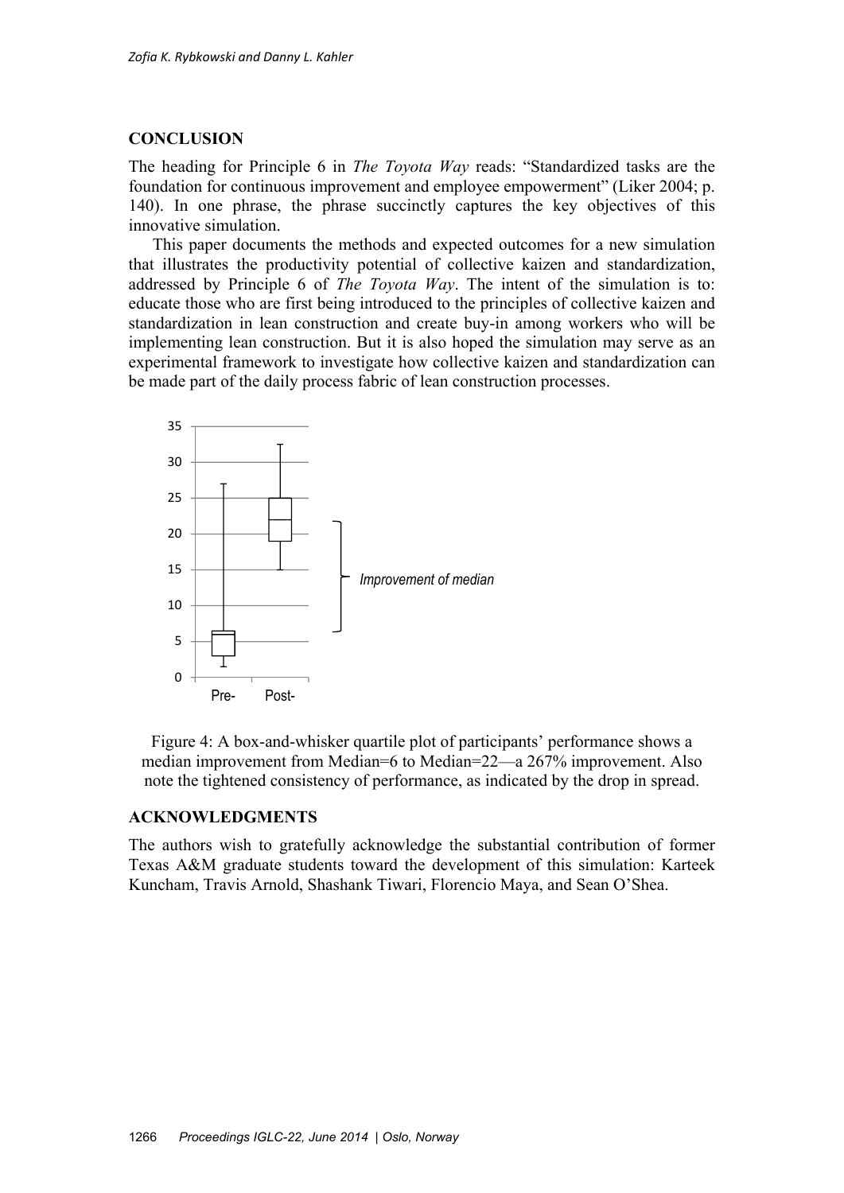## CONCLUSION

The heading for Principle 6 in *The Toyota Way* reads: "Standardized tasks are the foundation for continuous improvement and employee empowerment" (Liker 2004; p. 140). In one phrase, the phrase succinctly captures the key objectives of this innovative simulation.

This paper documents the methods and expected outcomes for a new simulation that illustrates the productivity potential of collective kaizen and standardization, addressed by Principle 6 of *The Toyota Way*. The intent of the simulation is to: educate those who are first being introduced to the principles of collective kaizen and standardization in lean construction and create buy-in among workers who will be implementing lean construction. But it is also hoped the simulation may serve as an experimental framework to investigate how collective kaizen and standardization can be made part of the daily process fabric of lean construction processes.

Figure 4: A box-and-whisker quartile plot of participants' performance shows a median improvement from Median=6 to Median=22—a 267% improvement. Also note the tightened consistency of performance, as indicated by the drop in spread.

## ACKNOWLEDGMENTS

The authors wish to gratefully acknowledge the substantial contribution of former Texas A&M graduate students toward the development of this simulation: Karteek Kuncham, Travis Arnold, Shashank Tiwari, Florencio Maya, and Sean O'Shea.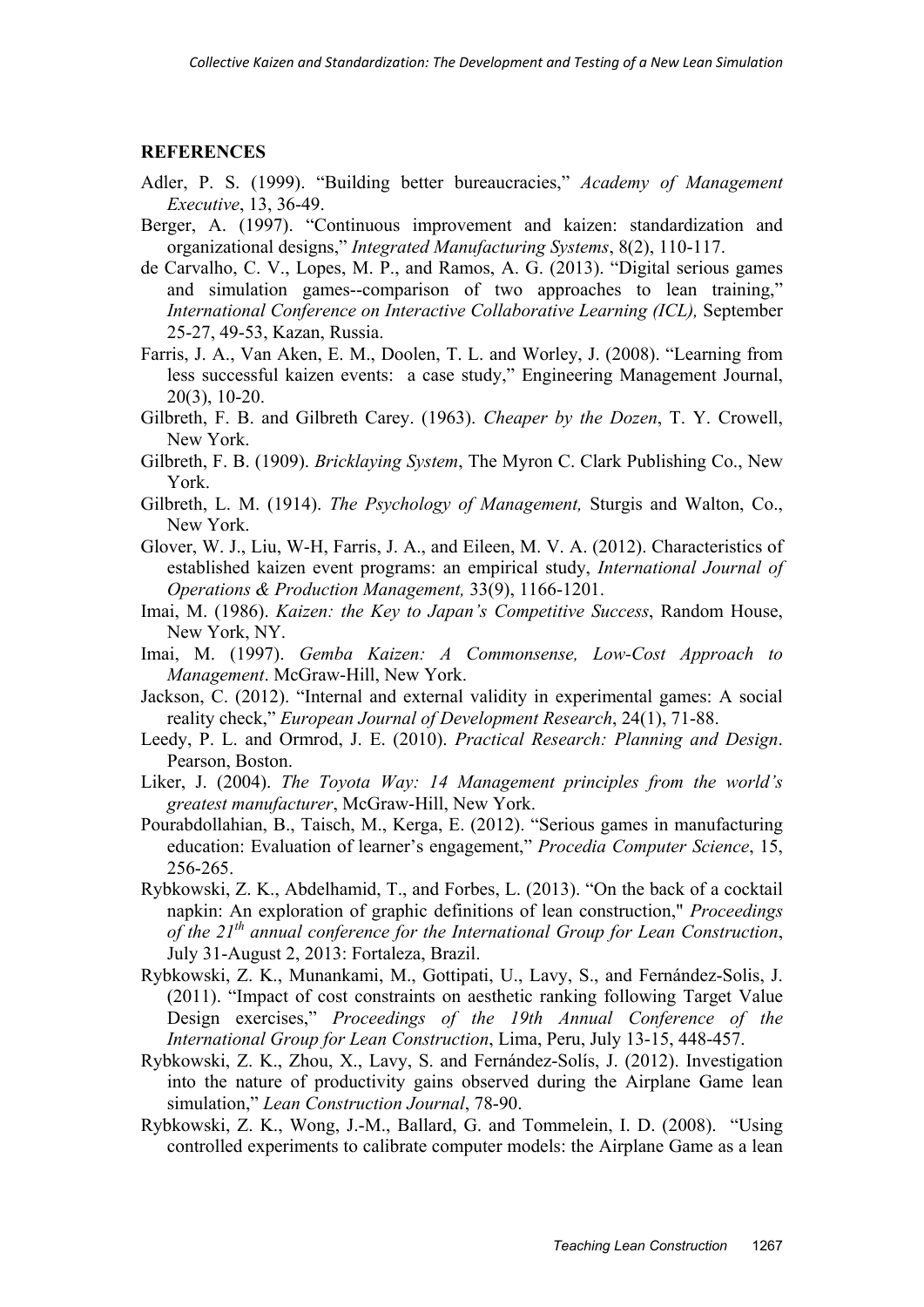## REFERENCES

Adler, P. S. (1999). "Building better bureaucracies," *Academy of Management Executive*, 13, 36-49.

Berger, A. (1997). "Continuous improvement and kaizen: standardization and organizational designs," *Integrated Manufacturing Systems*, 8(2), 110-117.

de Carvalho, C. V., Lopes, M. P., and Ramos, A. G. (2013). "Digital serious games and simulation games--comparison of two approaches to lean training," *International Conference on Interactive Collaborative Learning (ICL),* September 25-27, 49-53, Kazan, Russia.

Farris, J. A., Van Aken, E. M., Doolen, T. L. and Worley, J. (2008). "Learning from less successful kaizen events: a case study," Engineering Management Journal, 20(3), 10-20.

Gilbreth, F. B. and Gilbreth Carey. (1963). *Cheaper by the Dozen*, T. Y. Crowell, New York.

Gilbreth, F. B. (1909). *Bricklaying System*, The Myron C. Clark Publishing Co., New York.

Gilbreth, L. M. (1914). *The Psychology of Management,* Sturgis and Walton, Co., New York.

Glover, W. J., Liu, W-H, Farris, J. A., and Eileen, M. V. A. (2012). Characteristics of established kaizen event programs: an empirical study, *International Journal of Operations & Production Management,* 33(9), 1166-1201.

Imai, M. (1986). *Kaizen: the Key to Japan's Competitive Success*, Random House, New York, NY.

Imai, M. (1997). *Gemba Kaizen: A Commonsense, Low-Cost Approach to Management*. McGraw-Hill, New York.

Jackson, C. (2012). "Internal and external validity in experimental games: A social reality check," *European Journal of Development Research*, 24(1), 71-88.

Leedy, P. L. and Ormrod, J. E. (2010). *Practical Research: Planning and Design*. Pearson, Boston.

Liker, J. (2004). *The Toyota Way: 14 Management principles from the world's greatest manufacturer*, McGraw-Hill, New York.

Pourabdollahian, B., Taisch, M., Kerga, E. (2012). "Serious games in manufacturing education: Evaluation of learner's engagement," *Procedia Computer Science*, 15, 256-265.

Rybkowski, Z. K., Abdelhamid, T., and Forbes, L. (2013). "On the back of a cocktail napkin: An exploration of graphic definitions of lean construction," *Proceedings of the 21th annual conference for the International Group for Lean Construction*, July 31-August 2, 2013: Fortaleza, Brazil.

Rybkowski, Z. K., Munankami, M., Gottipati, U., Lavy, S., and Fernández-Solis, J. (2011). "Impact of cost constraints on aesthetic ranking following Target Value Design exercises," *Proceedings of the 19th Annual Conference of the International Group for Lean Construction*, Lima, Peru, July 13-15, 448-457.

Rybkowski, Z. K., Zhou, X., Lavy, S. and Fernández-Solís, J. (2012). Investigation into the nature of productivity gains observed during the Airplane Game lean simulation," *Lean Construction Journal*, 78-90.

Rybkowski, Z. K., Wong, J.-M., Ballard, G. and Tommelein, I. D. (2008). "Using controlled experiments to calibrate computer models: the Airplane Game as a lean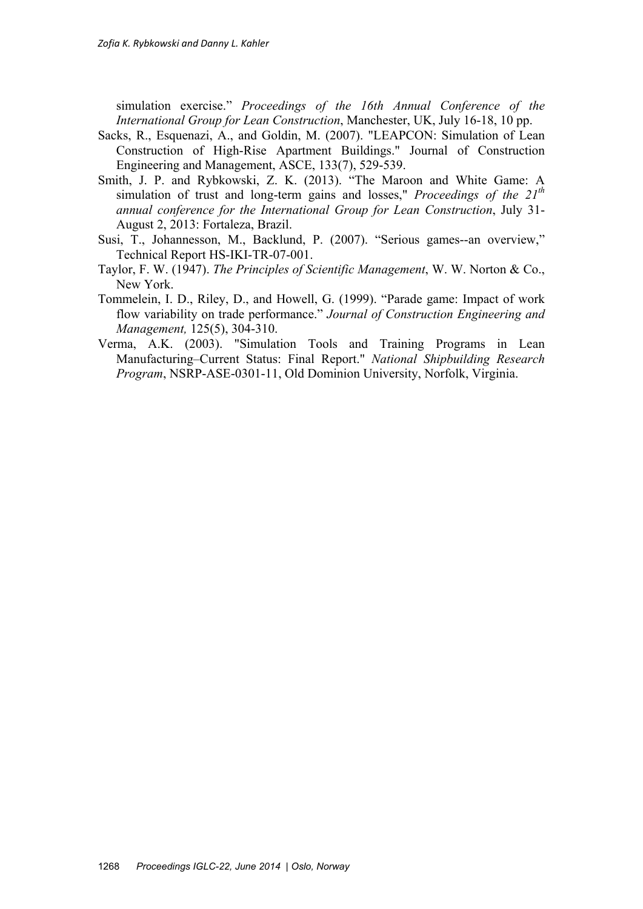simulation exercise." *Proceedings of the 16th Annual Conference of the International Group for Lean Construction*, Manchester, UK, July 16-18, 10 pp.

Sacks, R., Esquenazi, A., and Goldin, M. (2007). "LEAPCON: Simulation of Lean Construction of High-Rise Apartment Buildings." Journal of Construction Engineering and Management, ASCE, 133(7), 529-539.

Smith, J. P. and Rybkowski, Z. K. (2013). "The Maroon and White Game: A simulation of trust and long-term gains and losses," *Proceedings of the 21th annual conference for the International Group for Lean Construction*, July 31-August 2, 2013: Fortaleza, Brazil.

Susi, T., Johannesson, M., Backlund, P. (2007). "Serious games--an overview," Technical Report HS-IKI-TR-07-001.

Taylor, F. W. (1947). *The Principles of Scientific Management*, W. W. Norton & Co., New York.

Tommelein, I. D., Riley, D., and Howell, G. (1999). "Parade game: Impact of work flow variability on trade performance." *Journal of Construction Engineering and Management,* 125(5), 304-310.

Verma, A.K. (2003). "Simulation Tools and Training Programs in Lean Manufacturing–Current Status: Final Report." *National Shipbuilding Research Program*, NSRP-ASE-0301-11, Old Dominion University, Norfolk, Virginia.